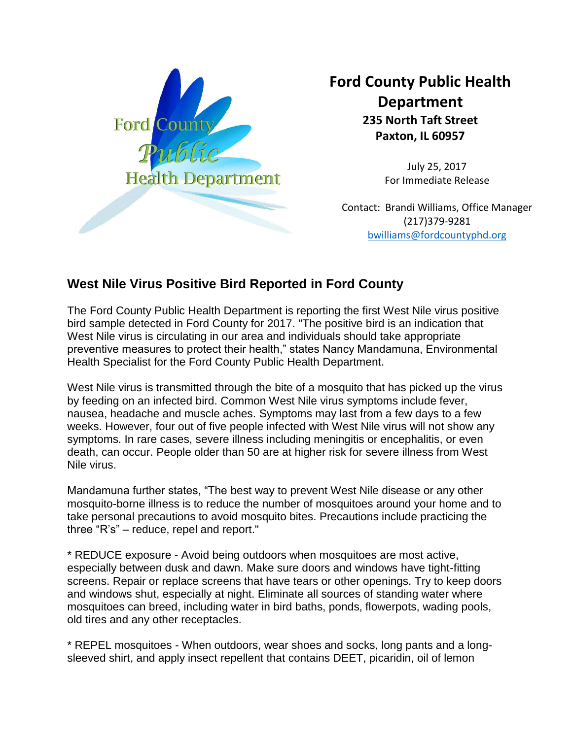**Ford County Public Health Department**
**235 North Taft Street**
**Paxton, IL 60957**

July 25, 2017
For Immediate Release

Contact: Brandi Williams, Office Manager
(217)379-9281
bwilliams@fordcountyphd.org

## West Nile Virus Positive Bird Reported in Ford County

The Ford County Public Health Department is reporting the first West Nile virus positive bird sample detected in Ford County for 2017. "The positive bird is an indication that West Nile virus is circulating in our area and individuals should take appropriate preventive measures to protect their health," states Nancy Mandamuna, Environmental Health Specialist for the Ford County Public Health Department.

West Nile virus is transmitted through the bite of a mosquito that has picked up the virus by feeding on an infected bird. Common West Nile virus symptoms include fever, nausea, headache and muscle aches. Symptoms may last from a few days to a few weeks. However, four out of five people infected with West Nile virus will not show any symptoms. In rare cases, severe illness including meningitis or encephalitis, or even death, can occur. People older than 50 are at higher risk for severe illness from West Nile virus.

Mandamuna further states, "The best way to prevent West Nile disease or any other mosquito-borne illness is to reduce the number of mosquitoes around your home and to take personal precautions to avoid mosquito bites. Precautions include practicing the three "R's" – reduce, repel and report."

* REDUCE exposure - Avoid being outdoors when mosquitoes are most active, especially between dusk and dawn. Make sure doors and windows have tight-fitting screens. Repair or replace screens that have tears or other openings. Try to keep doors and windows shut, especially at night. Eliminate all sources of standing water where mosquitoes can breed, including water in bird baths, ponds, flowerpots, wading pools, old tires and any other receptacles.

* REPEL mosquitoes - When outdoors, wear shoes and socks, long pants and a long-sleeved shirt, and apply insect repellent that contains DEET, picaridin, oil of lemon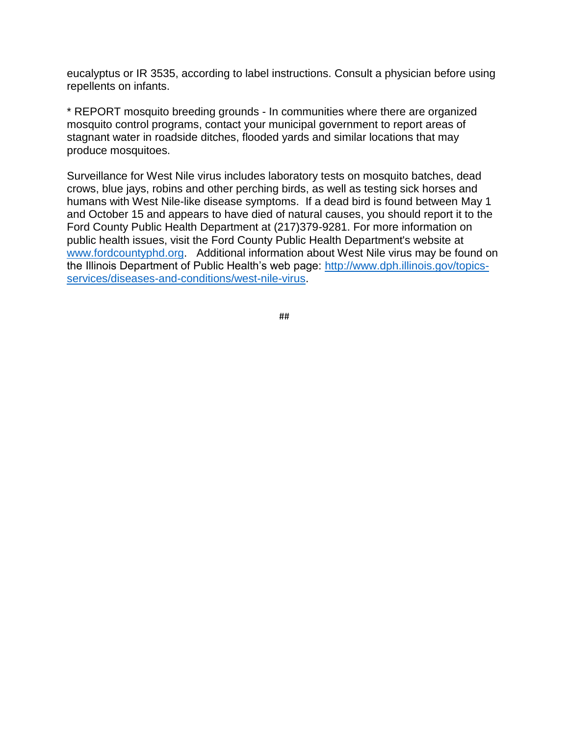eucalyptus or IR 3535, according to label instructions. Consult a physician before using repellents on infants.

* REPORT mosquito breeding grounds - In communities where there are organized mosquito control programs, contact your municipal government to report areas of stagnant water in roadside ditches, flooded yards and similar locations that may produce mosquitoes.

Surveillance for West Nile virus includes laboratory tests on mosquito batches, dead crows, blue jays, robins and other perching birds, as well as testing sick horses and humans with West Nile-like disease symptoms. If a dead bird is found between May 1 and October 15 and appears to have died of natural causes, you should report it to the Ford County Public Health Department at (217)379-9281. For more information on public health issues, visit the Ford County Public Health Department's website at [www.fordcountyphd.org](http://www.fordcountyphd.org). Additional information about West Nile virus may be found on the Illinois Department of Public Health's web page: [http://www.dph.illinois.gov/topics-services/diseases-and-conditions/west-nile-virus](http://www.dph.illinois.gov/topics-services/diseases-and-conditions/west-nile-virus).

##